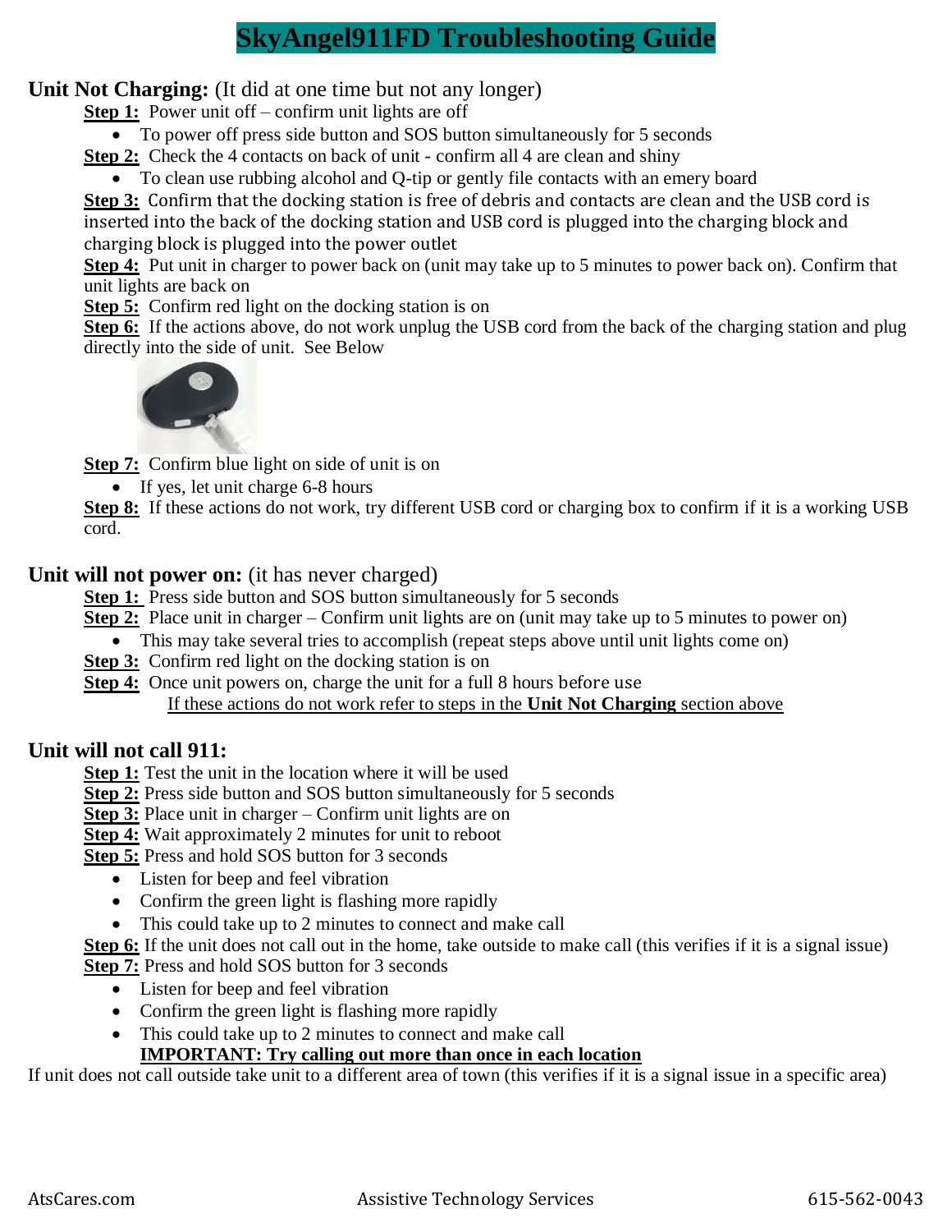# SkyAngel911FD Troubleshooting Guide

## Unit Not Charging: (It did at one time but not any longer)

**Step 1:** Power unit off – confirm unit lights are off

- To power off press side button and SOS button simultaneously for 5 seconds

**Step 2:** Check the 4 contacts on back of unit - confirm all 4 are clean and shiny

- To clean use rubbing alcohol and Q-tip or gently file contacts with an emery board

**Step 3:** Confirm that the docking station is free of debris and contacts are clean and the USB cord is inserted into the back of the docking station and USB cord is plugged into the charging block and charging block is plugged into the power outlet

**Step 4:** Put unit in charger to power back on (unit may take up to 5 minutes to power back on). Confirm that unit lights are back on

**Step 5:** Confirm red light on the docking station is on

**Step 6:** If the actions above, do not work unplug the USB cord from the back of the charging station and plug directly into the side of unit. See Below

**Step 7:** Confirm blue light on side of unit is on

- If yes, let unit charge 6-8 hours

**Step 8:** If these actions do not work, try different USB cord or charging box to confirm if it is a working USB cord.

## Unit will not power on: (it has never charged)

**Step 1:** Press side button and SOS button simultaneously for 5 seconds

**Step 2:** Place unit in charger – Confirm unit lights are on (unit may take up to 5 minutes to power on)

- This may take several tries to accomplish (repeat steps above until unit lights come on)

**Step 3:** Confirm red light on the docking station is on

**Step 4:** Once unit powers on, charge the unit for a full 8 hours before use

If these actions do not work refer to steps in the **Unit Not Charging** section above

## Unit will not call 911:

**Step 1:** Test the unit in the location where it will be used

**Step 2:** Press side button and SOS button simultaneously for 5 seconds

**Step 3:** Place unit in charger – Confirm unit lights are on

**Step 4:** Wait approximately 2 minutes for unit to reboot

**Step 5:** Press and hold SOS button for 3 seconds

- Listen for beep and feel vibration
- Confirm the green light is flashing more rapidly
- This could take up to 2 minutes to connect and make call

**Step 6:** If the unit does not call out in the home, take outside to make call (this verifies if it is a signal issue)

**Step 7:** Press and hold SOS button for 3 seconds

- Listen for beep and feel vibration
- Confirm the green light is flashing more rapidly
- This could take up to 2 minutes to connect and make call

**IMPORTANT: Try calling out more than once in each location**

If unit does not call outside take unit to a different area of town (this verifies if it is a signal issue in a specific area)

AtsCares.com Assistive Technology Services 615-562-0043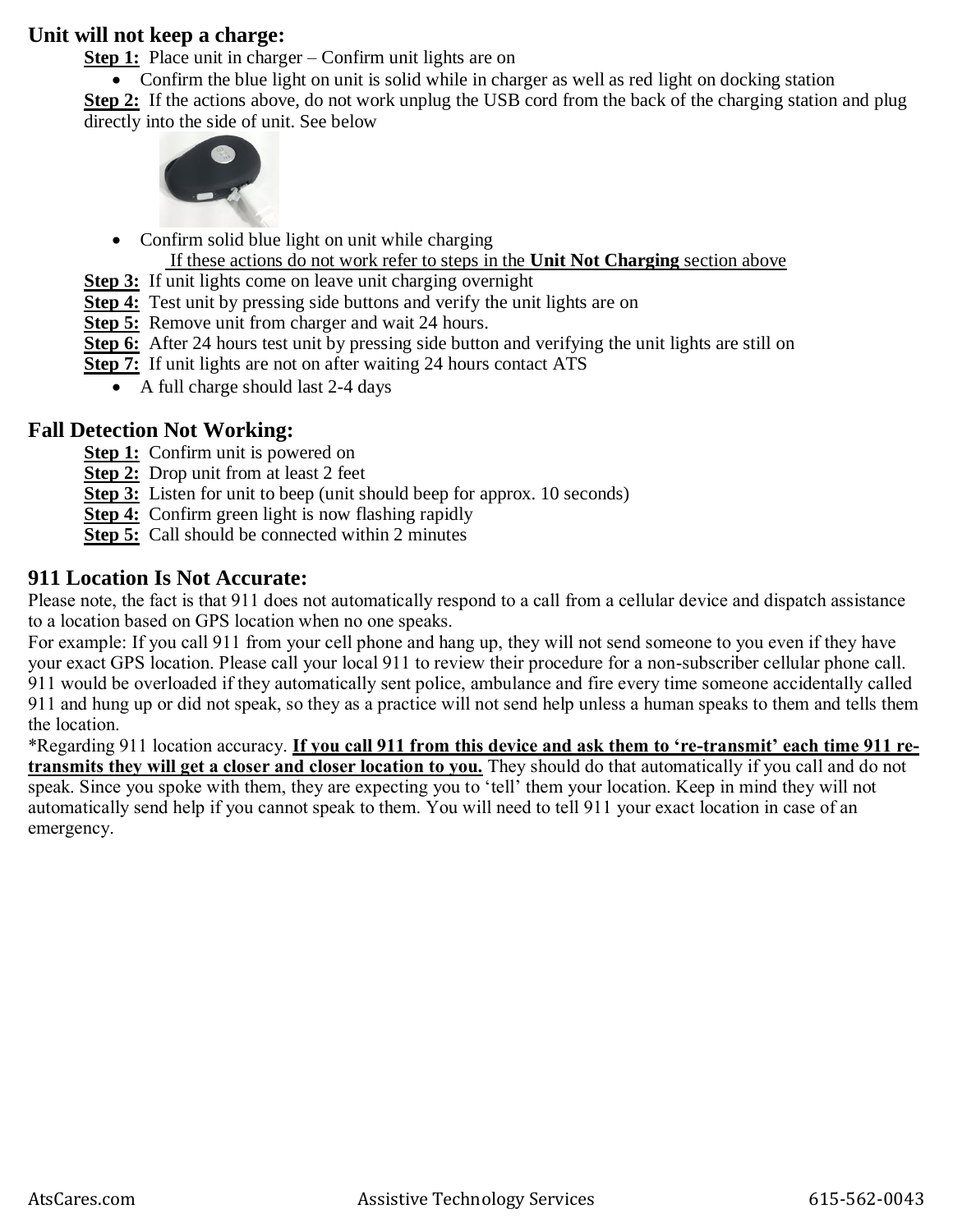## Unit will not keep a charge:

**Step 1:** Place unit in charger – Confirm unit lights are on

- Confirm the blue light on unit is solid while in charger as well as red light on docking station

**Step 2:** If the actions above, do not work unplug the USB cord from the back of the charging station and plug directly into the side of unit. See below

- Confirm solid blue light on unit while charging

  If these actions do not work refer to steps in the **Unit Not Charging** section above

**Step 3:** If unit lights come on leave unit charging overnight

**Step 4:** Test unit by pressing side buttons and verify the unit lights are on

**Step 5:** Remove unit from charger and wait 24 hours.

**Step 6:** After 24 hours test unit by pressing side button and verifying the unit lights are still on

**Step 7:** If unit lights are not on after waiting 24 hours contact ATS

- A full charge should last 2-4 days

## Fall Detection Not Working:

**Step 1:** Confirm unit is powered on

**Step 2:** Drop unit from at least 2 feet

**Step 3:** Listen for unit to beep (unit should beep for approx. 10 seconds)

**Step 4:** Confirm green light is now flashing rapidly

**Step 5:** Call should be connected within 2 minutes

## 911 Location Is Not Accurate:

Please note, the fact is that 911 does not automatically respond to a call from a cellular device and dispatch assistance to a location based on GPS location when no one speaks.

For example: If you call 911 from your cell phone and hang up, they will not send someone to you even if they have your exact GPS location. Please call your local 911 to review their procedure for a non-subscriber cellular phone call. 911 would be overloaded if they automatically sent police, ambulance and fire every time someone accidentally called 911 and hung up or did not speak, so they as a practice will not send help unless a human speaks to them and tells them the location.

*Regarding 911 location accuracy. **If you call 911 from this device and ask them to 're-transmit' each time 911 re-transmits they will get a closer and closer location to you.** They should do that automatically if you call and do not speak. Since you spoke with them, they are expecting you to 'tell' them your location. Keep in mind they will not automatically send help if you cannot speak to them. You will need to tell 911 your exact location in case of an emergency.